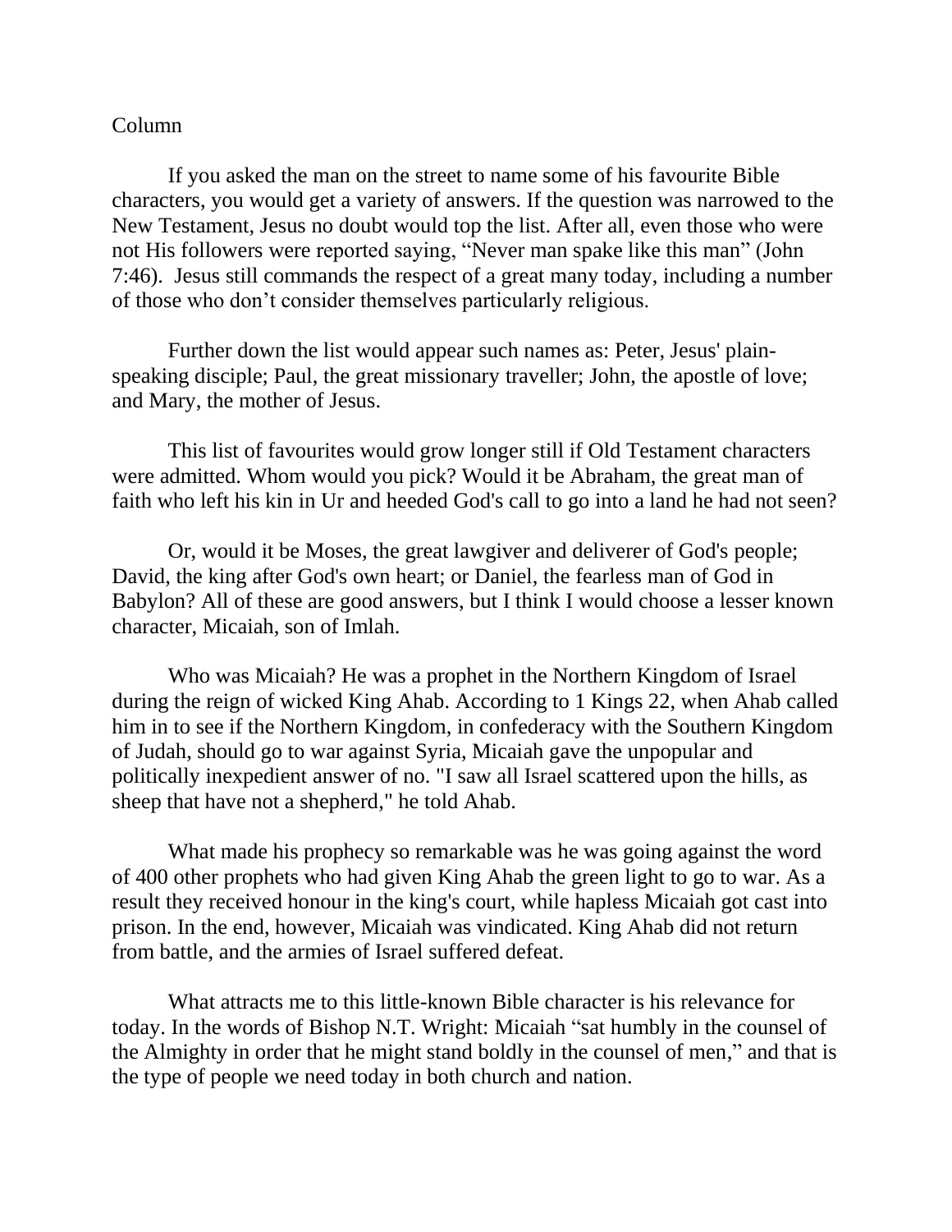Column

If you asked the man on the street to name some of his favourite Bible characters, you would get a variety of answers. If the question was narrowed to the New Testament, Jesus no doubt would top the list. After all, even those who were not His followers were reported saying, “Never man spake like this man” (John 7:46). Jesus still commands the respect of a great many today, including a number of those who don’t consider themselves particularly religious.

Further down the list would appear such names as: Peter, Jesus' plain-speaking disciple; Paul, the great missionary traveller; John, the apostle of love; and Mary, the mother of Jesus.

This list of favourites would grow longer still if Old Testament characters were admitted. Whom would you pick? Would it be Abraham, the great man of faith who left his kin in Ur and heeded God's call to go into a land he had not seen?

Or, would it be Moses, the great lawgiver and deliverer of God's people; David, the king after God's own heart; or Daniel, the fearless man of God in Babylon? All of these are good answers, but I think I would choose a lesser known character, Micaiah, son of Imlah.

Who was Micaiah? He was a prophet in the Northern Kingdom of Israel during the reign of wicked King Ahab. According to 1 Kings 22, when Ahab called him in to see if the Northern Kingdom, in confederacy with the Southern Kingdom of Judah, should go to war against Syria, Micaiah gave the unpopular and politically inexpedient answer of no. "I saw all Israel scattered upon the hills, as sheep that have not a shepherd," he told Ahab.

What made his prophecy so remarkable was he was going against the word of 400 other prophets who had given King Ahab the green light to go to war. As a result they received honour in the king's court, while hapless Micaiah got cast into prison. In the end, however, Micaiah was vindicated. King Ahab did not return from battle, and the armies of Israel suffered defeat.

What attracts me to this little-known Bible character is his relevance for today. In the words of Bishop N.T. Wright: Micaiah “sat humbly in the counsel of the Almighty in order that he might stand boldly in the counsel of men,” and that is the type of people we need today in both church and nation.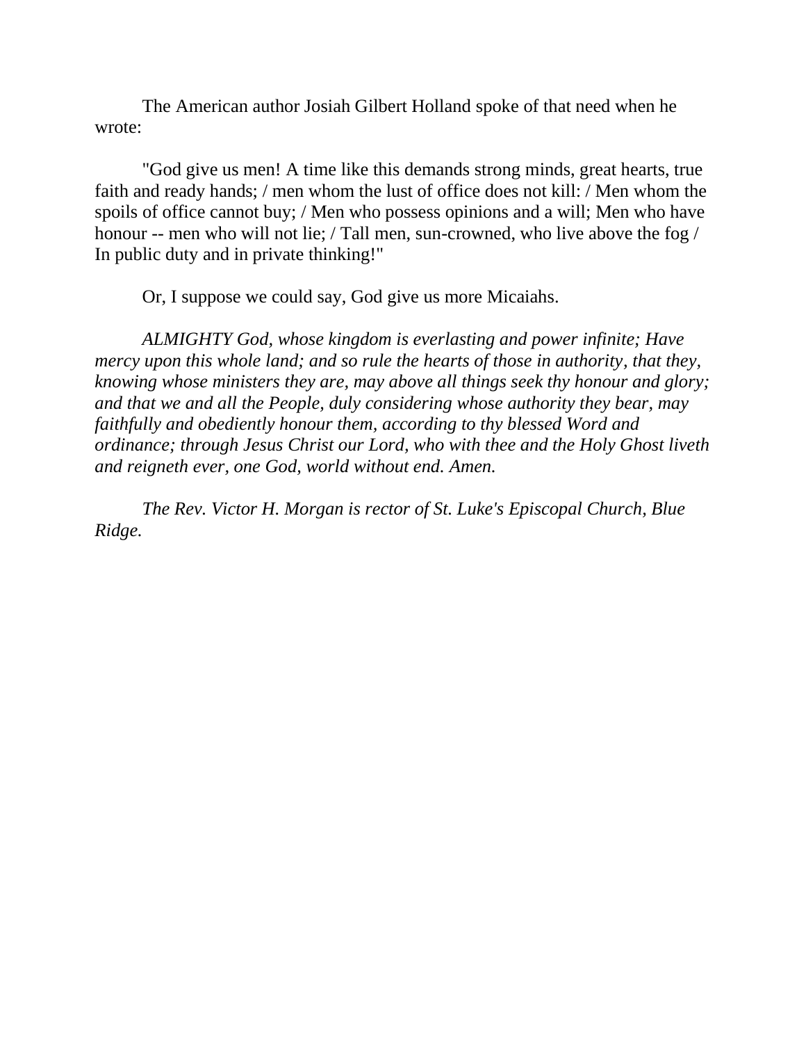The American author Josiah Gilbert Holland spoke of that need when he wrote:

"God give us men! A time like this demands strong minds, great hearts, true faith and ready hands; / men whom the lust of office does not kill: / Men whom the spoils of office cannot buy; / Men who possess opinions and a will; Men who have honour -- men who will not lie; / Tall men, sun-crowned, who live above the fog / In public duty and in private thinking!"

Or, I suppose we could say, God give us more Micaiahs.

*ALMIGHTY God, whose kingdom is everlasting and power infinite; Have mercy upon this whole land; and so rule the hearts of those in authority, that they, knowing whose ministers they are, may above all things seek thy honour and glory; and that we and all the People, duly considering whose authority they bear, may faithfully and obediently honour them, according to thy blessed Word and ordinance; through Jesus Christ our Lord, who with thee and the Holy Ghost liveth and reigneth ever, one God, world without end. Amen.*

*The Rev. Victor H. Morgan is rector of St. Luke's Episcopal Church, Blue Ridge.*